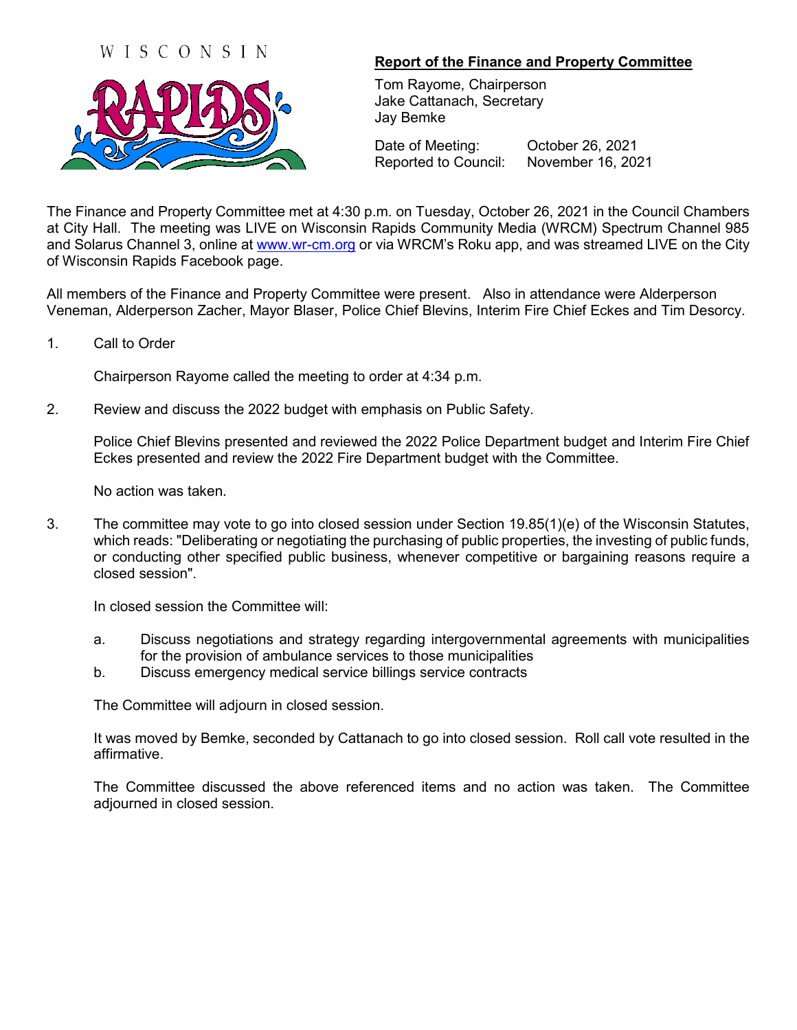WISCONSIN RAPIDS

## Report of the Finance and Property Committee

Tom Rayome, Chairperson
Jake Cattanach, Secretary
Jay Bemke

Date of Meeting: October 26, 2021
Reported to Council: November 16, 2021

The Finance and Property Committee met at 4:30 p.m. on Tuesday, October 26, 2021 in the Council Chambers at City Hall. The meeting was LIVE on Wisconsin Rapids Community Media (WRCM) Spectrum Channel 985 and Solarus Channel 3, online at www.wr-cm.org or via WRCM's Roku app, and was streamed LIVE on the City of Wisconsin Rapids Facebook page.

All members of the Finance and Property Committee were present. Also in attendance were Alderperson Veneman, Alderperson Zacher, Mayor Blaser, Police Chief Blevins, Interim Fire Chief Eckes and Tim Desorcy.

1. Call to Order

   Chairperson Rayome called the meeting to order at 4:34 p.m.

2. Review and discuss the 2022 budget with emphasis on Public Safety.

   Police Chief Blevins presented and reviewed the 2022 Police Department budget and Interim Fire Chief Eckes presented and review the 2022 Fire Department budget with the Committee.

   No action was taken.

3. The committee may vote to go into closed session under Section 19.85(1)(e) of the Wisconsin Statutes, which reads: "Deliberating or negotiating the purchasing of public properties, the investing of public funds, or conducting other specified public business, whenever competitive or bargaining reasons require a closed session".

   In closed session the Committee will:

   a. Discuss negotiations and strategy regarding intergovernmental agreements with municipalities for the provision of ambulance services to those municipalities
   b. Discuss emergency medical service billings service contracts

   The Committee will adjourn in closed session.

   It was moved by Bemke, seconded by Cattanach to go into closed session. Roll call vote resulted in the affirmative.

   The Committee discussed the above referenced items and no action was taken. The Committee adjourned in closed session.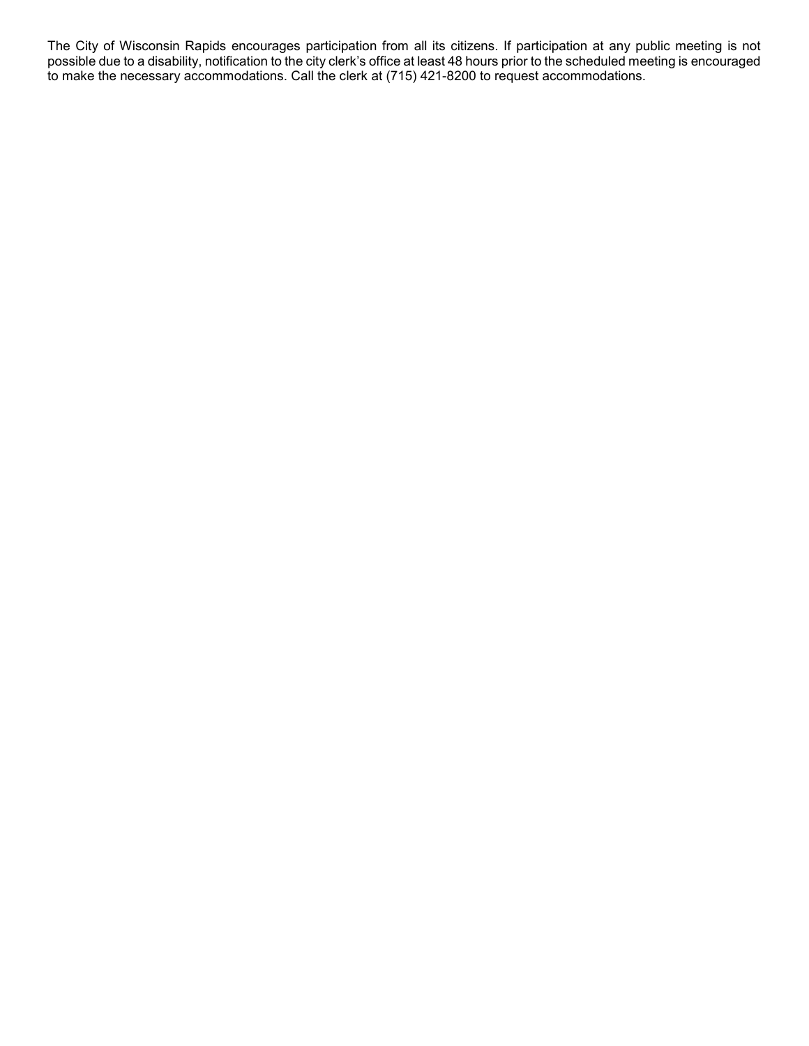The City of Wisconsin Rapids encourages participation from all its citizens. If participation at any public meeting is not possible due to a disability, notification to the city clerk's office at least 48 hours prior to the scheduled meeting is encouraged to make the necessary accommodations. Call the clerk at (715) 421-8200 to request accommodations.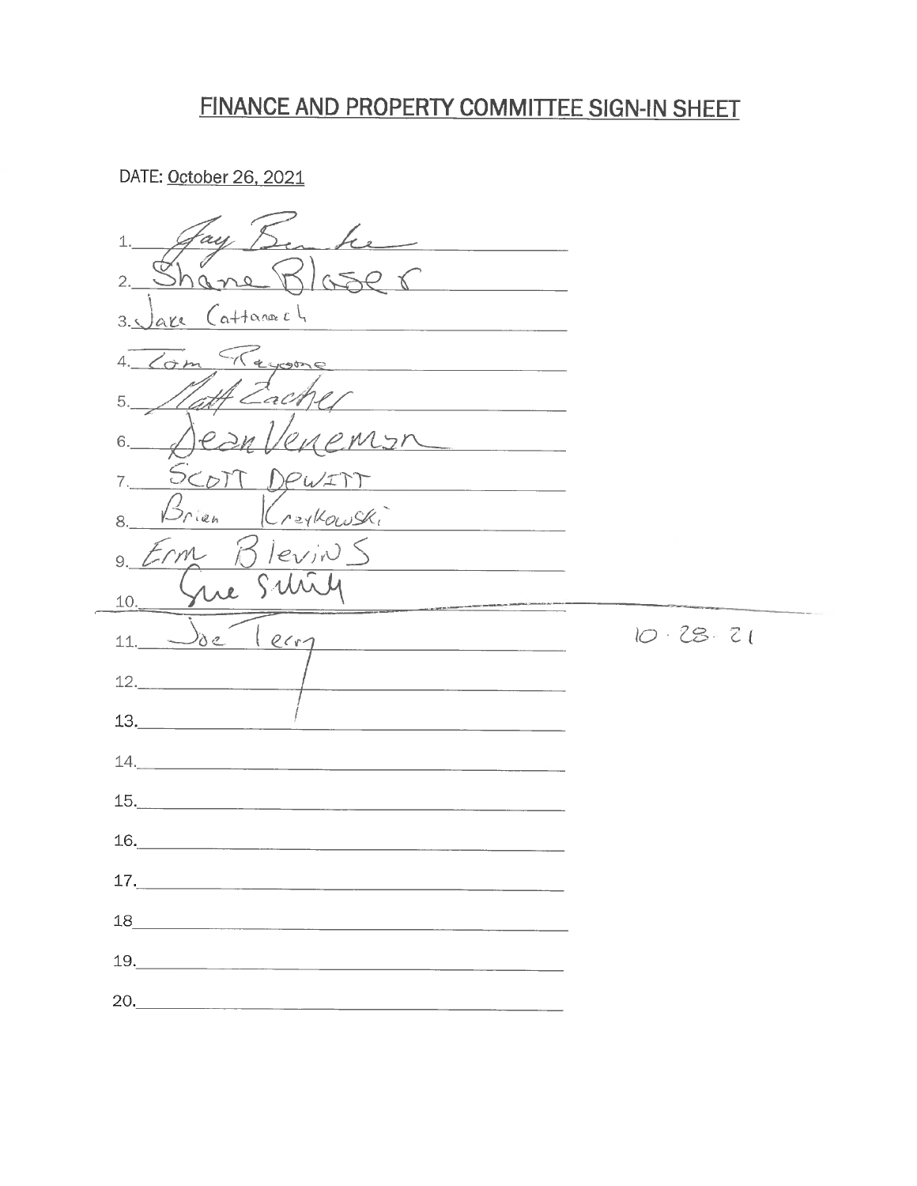# FINANCE AND PROPERTY COMMITTEE SIGN-IN SHEET

DATE: October 26, 2021

1. Jay Benke
2. Shane Blaser
3. Jake Cattanach
4. Tom Rayome
5. Matt Zacher
6. Dean Veneman
7. SCOTT DEWITT
8. Brien Krzykowski
9. Erin Blevins
10. Sue Sitting

---

11. Joe Terry — 10 · 28 · 21
12.
13.
14.
15.
16.
17.
18.
19.
20.